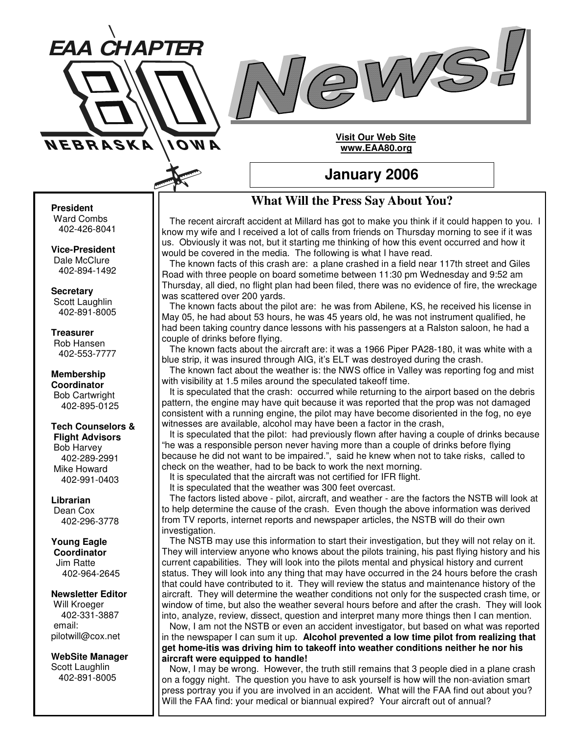# EAA CHAPTER 80 NEBRASKA IOWA News!

**Visit Our Web Site**
**www.EAA80.org**

## January 2006

**President**
Ward Combs
402-426-8041

**Vice-President**
Dale McClure
402-894-1492

**Secretary**
Scott Laughlin
402-891-8005

**Treasurer**
Rob Hansen
402-553-7777

**Membership Coordinator**
Bob Cartwright
402-895-0125

**Tech Counselors & Flight Advisors**
Bob Harvey
402-289-2991
Mike Howard
402-991-0403

**Librarian**
Dean Cox
402-296-3778

**Young Eagle Coordinator**
Jim Ratte
402-964-2645

**Newsletter Editor**
Will Kroeger
402-331-3887
email:
pilotwill@cox.net

**WebSite Manager**
Scott Laughlin
402-891-8005

## What Will the Press Say About You?

The recent aircraft accident at Millard has got to make you think if it could happen to you. I know my wife and I received a lot of calls from friends on Thursday morning to see if it was us. Obviously it was not, but it starting me thinking of how this event occurred and how it would be covered in the media. The following is what I have read.

The known facts of this crash are: a plane crashed in a field near 117th street and Giles Road with three people on board sometime between 11:30 pm Wednesday and 9:52 am Thursday, all died, no flight plan had been filed, there was no evidence of fire, the wreckage was scattered over 200 yards.

The known facts about the pilot are: he was from Abilene, KS, he received his license in May 05, he had about 53 hours, he was 45 years old, he was not instrument qualified, he had been taking country dance lessons with his passengers at a Ralston saloon, he had a couple of drinks before flying.

The known facts about the aircraft are: it was a 1966 Piper PA28-180, it was white with a blue strip, it was insured through AIG, it's ELT was destroyed during the crash.

The known fact about the weather is: the NWS office in Valley was reporting fog and mist with visibility at 1.5 miles around the speculated takeoff time.

It is speculated that the crash: occurred while returning to the airport based on the debris pattern, the engine may have quit because it was reported that the prop was not damaged consistent with a running engine, the pilot may have become disoriented in the fog, no eye witnesses are available, alcohol may have been a factor in the crash,

It is speculated that the pilot: had previously flown after having a couple of drinks because "he was a responsible person never having more than a couple of drinks before flying because he did not want to be impaired.", said he knew when not to take risks, called to check on the weather, had to be back to work the next morning.

It is speculated that the aircraft was not certified for IFR flight.

It is speculated that the weather was 300 feet overcast.

The factors listed above - pilot, aircraft, and weather - are the factors the NSTB will look at to help determine the cause of the crash. Even though the above information was derived from TV reports, internet reports and newspaper articles, the NSTB will do their own investigation.

The NSTB may use this information to start their investigation, but they will not relay on it. They will interview anyone who knows about the pilots training, his past flying history and his current capabilities. They will look into the pilots mental and physical history and current status. They will look into any thing that may have occurred in the 24 hours before the crash that could have contributed to it. They will review the status and maintenance history of the aircraft. They will determine the weather conditions not only for the suspected crash time, or window of time, but also the weather several hours before and after the crash. They will look into, analyze, review, dissect, question and interpret many more things then I can mention.

Now, I am not the NSTB or even an accident investigator, but based on what was reported in the newspaper I can sum it up. **Alcohol prevented a low time pilot from realizing that get home-itis was driving him to takeoff into weather conditions neither he nor his aircraft were equipped to handle!**

Now, I may be wrong. However, the truth still remains that 3 people died in a plane crash on a foggy night. The question you have to ask yourself is how will the non-aviation smart press portray you if you are involved in an accident. What will the FAA find out about you? Will the FAA find: your medical or biannual expired? Your aircraft out of annual?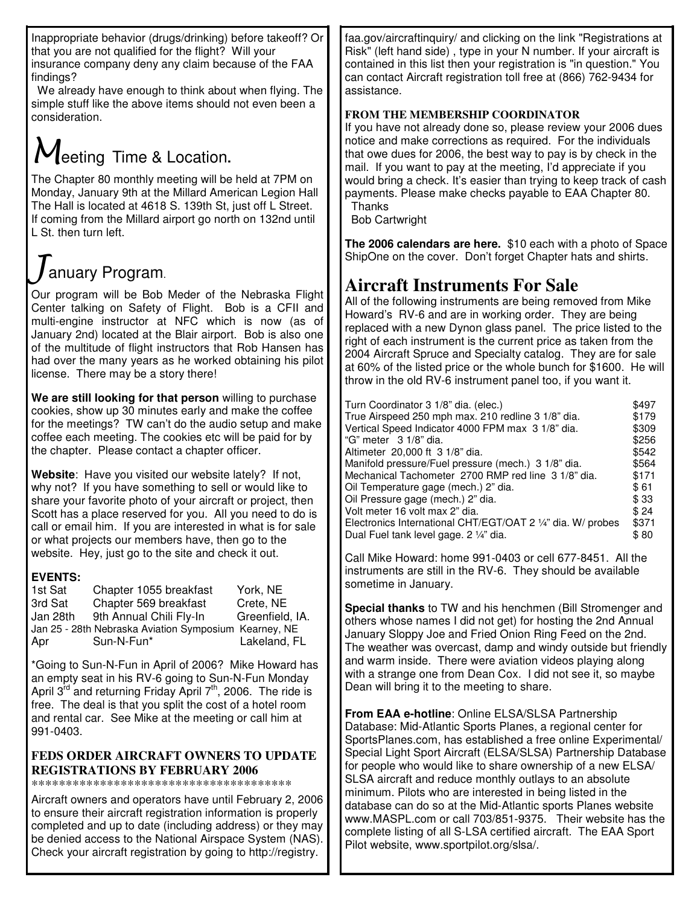Inappropriate behavior (drugs/drinking) before takeoff? Or that you are not qualified for the flight? Will your insurance company deny any claim because of the FAA findings?

We already have enough to think about when flying. The simple stuff like the above items should not even been a consideration.

## Meeting Time & Location.

The Chapter 80 monthly meeting will be held at 7PM on Monday, January 9th at the Millard American Legion Hall The Hall is located at 4618 S. 139th St, just off L Street. If coming from the Millard airport go north on 132nd until L St. then turn left.

## January Program.

Our program will be Bob Meder of the Nebraska Flight Center talking on Safety of Flight. Bob is a CFII and multi-engine instructor at NFC which is now (as of January 2nd) located at the Blair airport. Bob is also one of the multitude of flight instructors that Rob Hansen has had over the many years as he worked obtaining his pilot license. There may be a story there!

**We are still looking for that person** willing to purchase cookies, show up 30 minutes early and make the coffee for the meetings? TW can't do the audio setup and make coffee each meeting. The cookies etc will be paid for by the chapter. Please contact a chapter officer.

**Website**: Have you visited our website lately? If not, why not? If you have something to sell or would like to share your favorite photo of your aircraft or project, then Scott has a place reserved for you. All you need to do is call or email him. If you are interested in what is for sale or what projects our members have, then go to the website. Hey, just go to the site and check it out.

**EVENTS:**

| | | |
|---|---|---|
| 1st Sat | Chapter 1055 breakfast | York, NE |
| 3rd Sat | Chapter 569 breakfast | Crete, NE |
| Jan 28th | 9th Annual Chili Fly-In | Greenfield, IA. |
| Jan 25 - 28th | Nebraska Aviation Symposium | Kearney, NE |
| Apr | Sun-N-Fun* | Lakeland, FL |

*Going to Sun-N-Fun in April of 2006? Mike Howard has an empty seat in his RV-6 going to Sun-N-Fun Monday April 3rd and returning Friday April 7th, 2006. The ride is free. The deal is that you split the cost of a hotel room and rental car. See Mike at the meeting or call him at 991-0403.

### FEDS ORDER AIRCRAFT OWNERS TO UPDATE REGISTRATIONS BY FEBRUARY 2006

**************************************

Aircraft owners and operators have until February 2, 2006 to ensure their aircraft registration information is properly completed and up to date (including address) or they may be denied access to the National Airspace System (NAS). Check your aircraft registration by going to http://registry.faa.gov/aircraftinquiry/ and clicking on the link "Registrations at Risk" (left hand side) , type in your N number. If your aircraft is contained in this list then your registration is "in question." You can contact Aircraft registration toll free at (866) 762-9434 for assistance.

**FROM THE MEMBERSHIP COORDINATOR**

If you have not already done so, please review your 2006 dues notice and make corrections as required. For the individuals that owe dues for 2006, the best way to pay is by check in the mail. If you want to pay at the meeting, I'd appreciate if you would bring a check. It's easier than trying to keep track of cash payments. Please make checks payable to EAA Chapter 80.

Thanks

Bob Cartwright

**The 2006 calendars are here.** $10 each with a photo of Space ShipOne on the cover. Don't forget Chapter hats and shirts.

## Aircraft Instruments For Sale

All of the following instruments are being removed from Mike Howard's RV-6 and are in working order. They are being replaced with a new Dynon glass panel. The price listed to the right of each instrument is the current price as taken from the 2004 Aircraft Spruce and Specialty catalog. They are for sale at 60% of the listed price or the whole bunch for $1600. He will throw in the old RV-6 instrument panel too, if you want it.

| | |
|---|---|
| Turn Coordinator 3 1/8" dia. (elec.) | $497 |
| True Airspeed 250 mph max. 210 redline 3 1/8" dia. | $179 |
| Vertical Speed Indicator 4000 FPM max 3 1/8" dia. | $309 |
| "G" meter 3 1/8" dia. | $256 |
| Altimeter 20,000 ft 3 1/8" dia. | $542 |
| Manifold pressure/Fuel pressure (mech.) 3 1/8" dia. | $564 |
| Mechanical Tachometer 2700 RMP red line 3 1/8" dia. | $171 |
| Oil Temperature gage (mech.) 2" dia. | $ 61 |
| Oil Pressure gage (mech.) 2" dia. | $ 33 |
| Volt meter 16 volt max 2" dia. | $ 24 |
| Electronics International CHT/EGT/OAT 2 ¼" dia. W/ probes | $371 |
| Dual Fuel tank level gage. 2 ¼" dia. | $ 80 |

Call Mike Howard: home 991-0403 or cell 677-8451. All the instruments are still in the RV-6. They should be available sometime in January.

**Special thanks** to TW and his henchmen (Bill Stromenger and others whose names I did not get) for hosting the 2nd Annual January Sloppy Joe and Fried Onion Ring Feed on the 2nd. The weather was overcast, damp and windy outside but friendly and warm inside. There were aviation videos playing along with a strange one from Dean Cox. I did not see it, so maybe Dean will bring it to the meeting to share.

**From EAA e-hotline**: Online ELSA/SLSA Partnership Database: Mid-Atlantic Sports Planes, a regional center for SportsPlanes.com, has established a free online Experimental/ Special Light Sport Aircraft (ELSA/SLSA) Partnership Database for people who would like to share ownership of a new ELSA/ SLSA aircraft and reduce monthly outlays to an absolute minimum. Pilots who are interested in being listed in the database can do so at the Mid-Atlantic sports Planes website www.MASPL.com or call 703/851-9375. Their website has the complete listing of all S-LSA certified aircraft. The EAA Sport Pilot website, www.sportpilot.org/slsa/.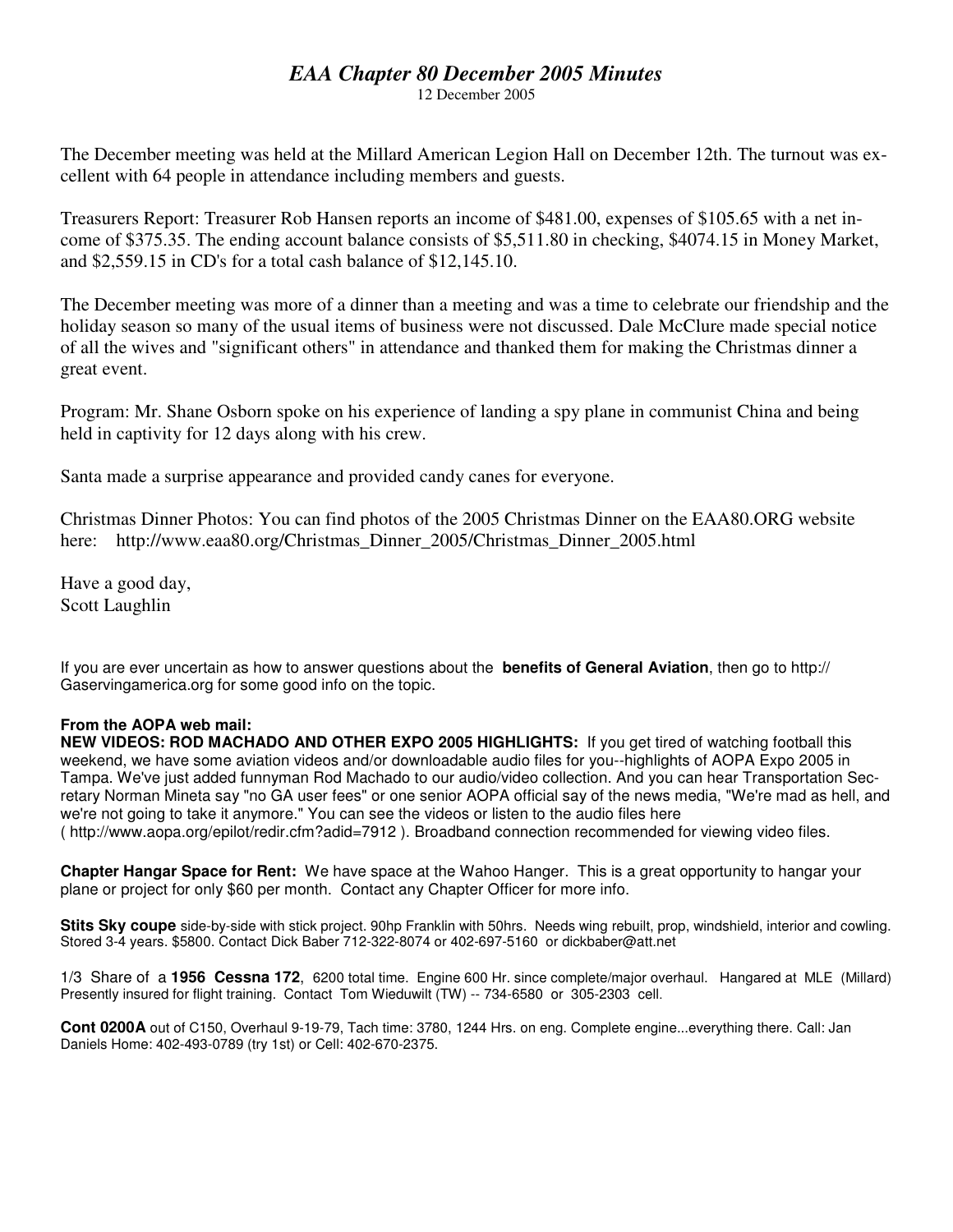# *EAA Chapter 80 December 2005 Minutes*

12 December 2005

The December meeting was held at the Millard American Legion Hall on December 12th. The turnout was excellent with 64 people in attendance including members and guests.

Treasurers Report: Treasurer Rob Hansen reports an income of $481.00, expenses of $105.65 with a net income of $375.35. The ending account balance consists of $5,511.80 in checking, $4074.15 in Money Market, and $2,559.15 in CD's for a total cash balance of $12,145.10.

The December meeting was more of a dinner than a meeting and was a time to celebrate our friendship and the holiday season so many of the usual items of business were not discussed. Dale McClure made special notice of all the wives and "significant others" in attendance and thanked them for making the Christmas dinner a great event.

Program: Mr. Shane Osborn spoke on his experience of landing a spy plane in communist China and being held in captivity for 12 days along with his crew.

Santa made a surprise appearance and provided candy canes for everyone.

Christmas Dinner Photos: You can find photos of the 2005 Christmas Dinner on the EAA80.ORG website here: http://www.eaa80.org/Christmas_Dinner_2005/Christmas_Dinner_2005.html

Have a good day,
Scott Laughlin

If you are ever uncertain as how to answer questions about the **benefits of General Aviation**, then go to http://Gaservingamerica.org for some good info on the topic.

**From the AOPA web mail:**
**NEW VIDEOS: ROD MACHADO AND OTHER EXPO 2005 HIGHLIGHTS:** If you get tired of watching football this weekend, we have some aviation videos and/or downloadable audio files for you--highlights of AOPA Expo 2005 in Tampa. We've just added funnyman Rod Machado to our audio/video collection. And you can hear Transportation Secretary Norman Mineta say "no GA user fees" or one senior AOPA official say of the news media, "We're mad as hell, and we're not going to take it anymore." You can see the videos or listen to the audio files here ( http://www.aopa.org/epilot/redir.cfm?adid=7912 ). Broadband connection recommended for viewing video files.

**Chapter Hangar Space for Rent:** We have space at the Wahoo Hanger. This is a great opportunity to hangar your plane or project for only $60 per month. Contact any Chapter Officer for more info.

**Stits Sky coupe** side-by-side with stick project. 90hp Franklin with 50hrs. Needs wing rebuilt, prop, windshield, interior and cowling. Stored 3-4 years. $5800. Contact Dick Baber 712-322-8074 or 402-697-5160 or dickbaber@att.net

1/3 Share of a **1956 Cessna 172**, 6200 total time. Engine 600 Hr. since complete/major overhaul. Hangared at MLE (Millard) Presently insured for flight training. Contact Tom Wieduwilt (TW) -- 734-6580 or 305-2303 cell.

**Cont 0200A** out of C150, Overhaul 9-19-79, Tach time: 3780, 1244 Hrs. on eng. Complete engine...everything there. Call: Jan Daniels Home: 402-493-0789 (try 1st) or Cell: 402-670-2375.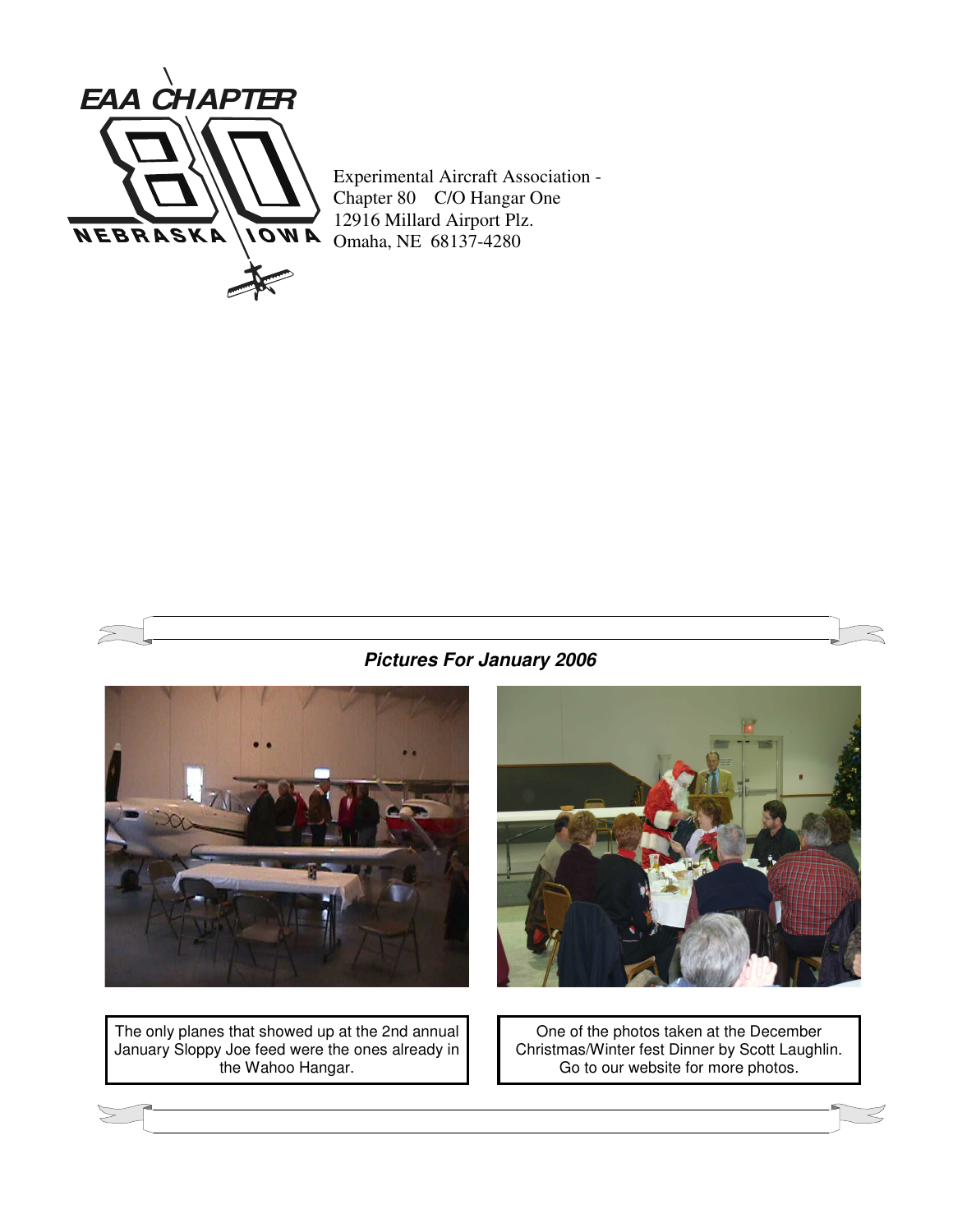EAA CHAPTER 80 NEBRASKA IOWA

Experimental Aircraft Association -
Chapter 80 C/O Hangar One
12916 Millard Airport Plz.
Omaha, NE 68137-4280

***Pictures For January 2006***

The only planes that showed up at the 2nd annual January Sloppy Joe feed were the ones already in the Wahoo Hangar.

One of the photos taken at the December Christmas/Winter fest Dinner by Scott Laughlin. Go to our website for more photos.